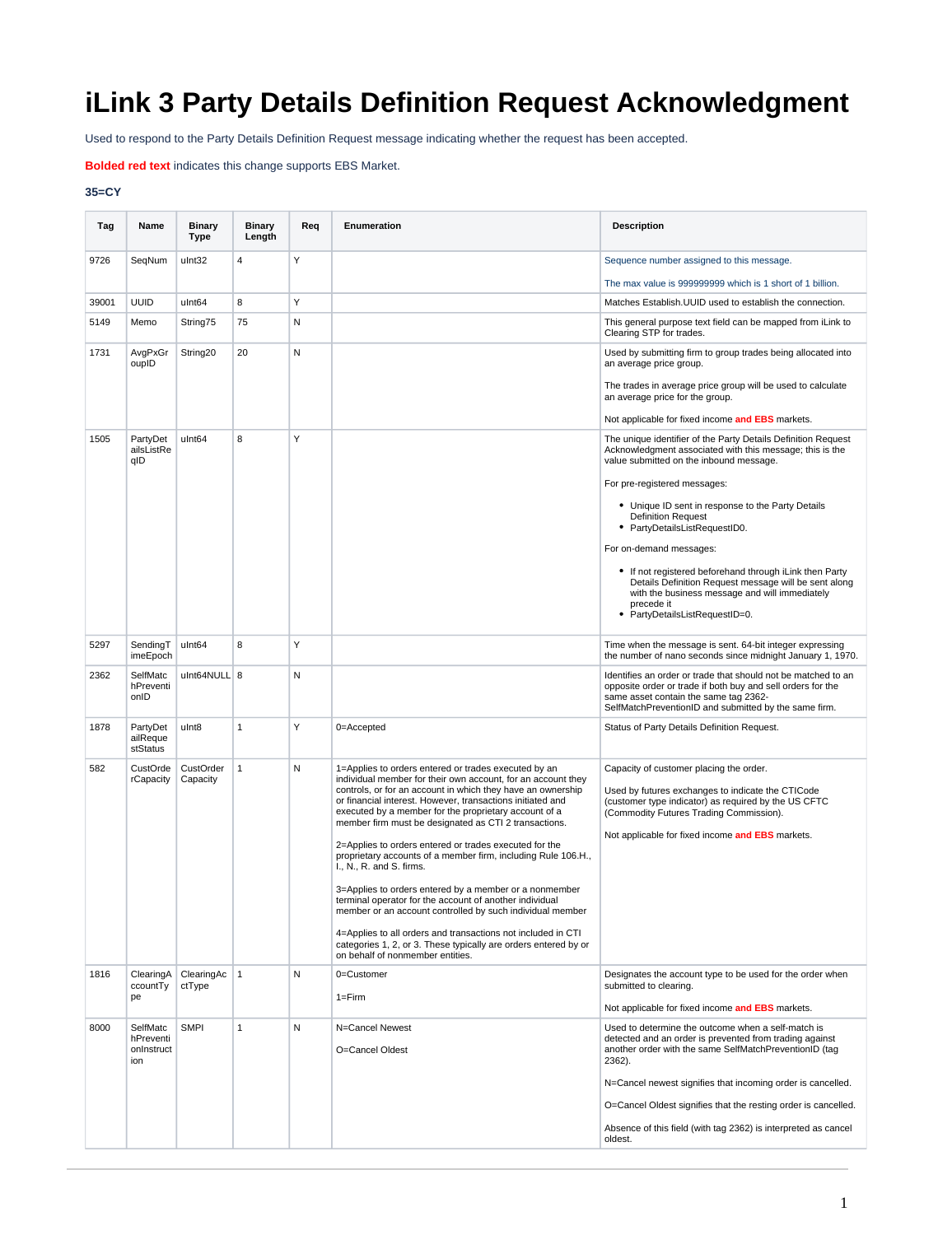# iLink 3 Party Details Definition Request Acknowledgment

Used to respond to the Party Details Definition Request message indicating whether the request has been accepted.

**Bolded red text** indicates this change supports EBS Market.

**35=CY**

| Tag | Name | Binary Type | Binary Length | Req | Enumeration | Description |
|---|---|---|---|---|---|---|
| 9726 | SeqNum | uInt32 | 4 | Y | | Sequence number assigned to this message.<br><br>The max value is 999999999 which is 1 short of 1 billion. |
| 39001 | UUID | uInt64 | 8 | Y | | Matches Establish.UUID used to establish the connection. |
| 5149 | Memo | String75 | 75 | N | | This general purpose text field can be mapped from iLink to Clearing STP for trades. |
| 1731 | AvgPxGroupID | String20 | 20 | N | | Used by submitting firm to group trades being allocated into an average price group.<br><br>The trades in average price group will be used to calculate an average price for the group.<br><br>Not applicable for fixed income **and EBS** markets. |
| 1505 | PartyDetailsListReqID | uInt64 | 8 | Y | | The unique identifier of the Party Details Definition Request Acknowledgment associated with this message; this is the value submitted on the inbound message.<br><br>For pre-registered messages:<br><br>• Unique ID sent in response to the Party Details Definition Request<br>• PartyDetailsListRequestID0.<br><br>For on-demand messages:<br><br>• If not registered beforehand through iLink then Party Details Definition Request message will be sent along with the business message and will immediately precede it<br>• PartyDetailsListRequestID=0. |
| 5297 | SendingTimeEpoch | uInt64 | 8 | Y | | Time when the message is sent. 64-bit integer expressing the number of nano seconds since midnight January 1, 1970. |
| 2362 | SelfMatchPreventionID | uInt64NULL | 8 | N | | Identifies an order or trade that should not be matched to an opposite order or trade if both buy and sell orders for the same asset contain the same tag 2362-SelfMatchPreventionID and submitted by the same firm. |
| 1878 | PartyDetailRequestStatus | uInt8 | 1 | Y | 0=Accepted | Status of Party Details Definition Request. |
| 582 | CustOrderCapacity | CustOrderCapacity | 1 | N | 1=Applies to orders entered or trades executed by an individual member for their own account, for an account they controls, or for an account in which they have an ownership or financial interest. However, transactions initiated and executed by a member for the proprietary account of a member firm must be designated as CTI 2 transactions.<br><br>2=Applies to orders entered or trades executed for the proprietary accounts of a member firm, including Rule 106.H., I., N., R. and S. firms.<br><br>3=Applies to orders entered by a member or a nonmember terminal operator for the account of another individual member or an account controlled by such individual member<br><br>4=Applies to all orders and transactions not included in CTI categories 1, 2, or 3. These typically are orders entered by or on behalf of nonmember entities. | Capacity of customer placing the order.<br><br>Used by futures exchanges to indicate the CTICode (customer type indicator) as required by the US CFTC (Commodity Futures Trading Commission).<br><br>Not applicable for fixed income **and EBS** markets. |
| 1816 | ClearingAccountType | ClearingAcctType | 1 | N | 0=Customer<br><br>1=Firm | Designates the account type to be used for the order when submitted to clearing.<br><br>Not applicable for fixed income **and EBS** markets. |
| 8000 | SelfMatchPreventionInstruction | SMPI | 1 | N | N=Cancel Newest<br><br>O=Cancel Oldest | Used to determine the outcome when a self-match is detected and an order is prevented from trading against another order with the same SelfMatchPreventionID (tag 2362).<br><br>N=Cancel newest signifies that incoming order is cancelled.<br><br>O=Cancel Oldest signifies that the resting order is cancelled.<br><br>Absence of this field (with tag 2362) is interpreted as cancel oldest. |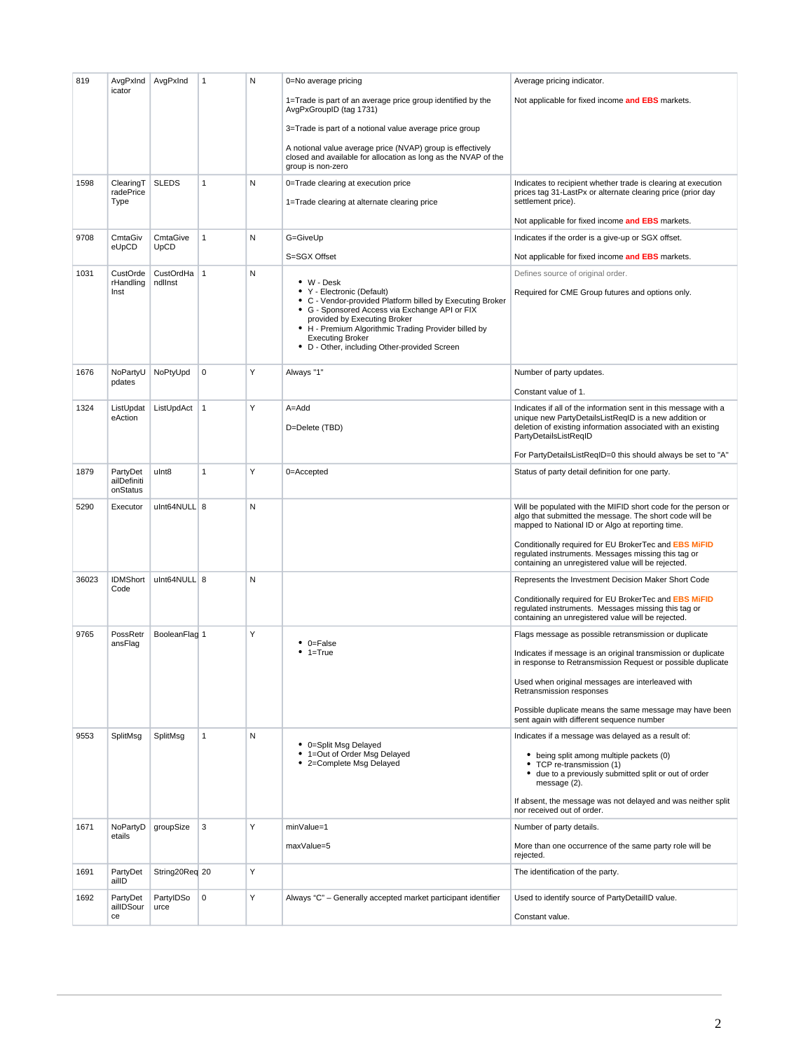| 819 | AvgPxIndicator | AvgPxInd | 1 | N | 0=No average pricing<br><br>1=Trade is part of an average price group identified by the AvgPxGroupID (tag 1731)<br><br>3=Trade is part of a notional value average price group<br><br>A notional value average price (NVAP) group is effectively closed and available for allocation as long as the NVAP of the group is non-zero | Average pricing indicator.<br><br>Not applicable for fixed income **and EBS** markets. |
|---|---|---|---|---|---|---|
| 1598 | ClearingTradePriceType | SLEDS | 1 | N | 0=Trade clearing at execution price<br><br>1=Trade clearing at alternate clearing price | Indicates to recipient whether trade is clearing at execution prices tag 31-LastPx or alternate clearing price (prior day settlement price).<br><br>Not applicable for fixed income **and EBS** markets. |
| 9708 | CmtaGiveUpCD | CmtaGiveUpCD | 1 | N | G=GiveUp<br><br>S=SGX Offset | Indicates if the order is a give-up or SGX offset.<br><br>Not applicable for fixed income **and EBS** markets. |
| 1031 | CustOrderHandlingInst | CustOrdHandlInst | 1 | N | • W - Desk<br>• Y - Electronic (Default)<br>• C - Vendor-provided Platform billed by Executing Broker<br>• G - Sponsored Access via Exchange API or FIX provided by Executing Broker<br>• H - Premium Algorithmic Trading Provider billed by Executing Broker<br>• D - Other, including Other-provided Screen | Defines source of original order.<br><br>Required for CME Group futures and options only. |
| 1676 | NoPartyUpdates | NoPtyUpd | 0 | Y | Always "1" | Number of party updates.<br><br>Constant value of 1. |
| 1324 | ListUpdateAction | ListUpdAct | 1 | Y | A=Add<br><br>D=Delete (TBD) | Indicates if all of the information sent in this message with a unique new PartyDetailsListReqID is a new addition or deletion of existing information associated with an existing PartyDetailsListReqID<br><br>For PartyDetailsListReqID=0 this should always be set to "A" |
| 1879 | PartyDetailDefinitionStatus | uInt8 | 1 | Y | 0=Accepted | Status of party detail definition for one party. |
| 5290 | Executor | uInt64NULL | 8 | N | | Will be populated with the MIFID short code for the person or algo that submitted the message. The short code will be mapped to National ID or Algo at reporting time.<br><br>Conditionally required for EU BrokerTec and **EBS MiFID** regulated instruments. Messages missing this tag or containing an unregistered value will be rejected. |
| 36023 | IDMShortCode | uInt64NULL | 8 | N | | Represents the Investment Decision Maker Short Code<br><br>Conditionally required for EU BrokerTec and **EBS MiFID** regulated instruments. Messages missing this tag or containing an unregistered value will be rejected. |
| 9765 | PossRetransFlag | BooleanFlag | 1 | Y | • 0=False<br>• 1=True | Flags message as possible retransmission or duplicate<br><br>Indicates if message is an original transmission or duplicate in response to Retransmission Request or possible duplicate<br><br>Used when original messages are interleaved with Retransmission responses<br><br>Possible duplicate means the same message may have been sent again with different sequence number |
| 9553 | SplitMsg | SplitMsg | 1 | N | • 0=Split Msg Delayed<br>• 1=Out of Order Msg Delayed<br>• 2=Complete Msg Delayed | Indicates if a message was delayed as a result of:<br><br>• being split among multiple packets (0)<br>• TCP re-transmission (1)<br>• due to a previously submitted split or out of order message (2).<br><br>If absent, the message was not delayed and was neither split nor received out of order. |
| 1671 | NoPartyDetails | groupSize | 3 | Y | minValue=1<br><br>maxValue=5 | Number of party details.<br><br>More than one occurrence of the same party role will be rejected. |
| 1691 | PartyDetailID | String20Req | 20 | Y | | The identification of the party. |
| 1692 | PartyDetailIDSource | PartyIDSource | 0 | Y | Always "C" – Generally accepted market participant identifier | Used to identify source of PartyDetailID value.<br><br>Constant value. |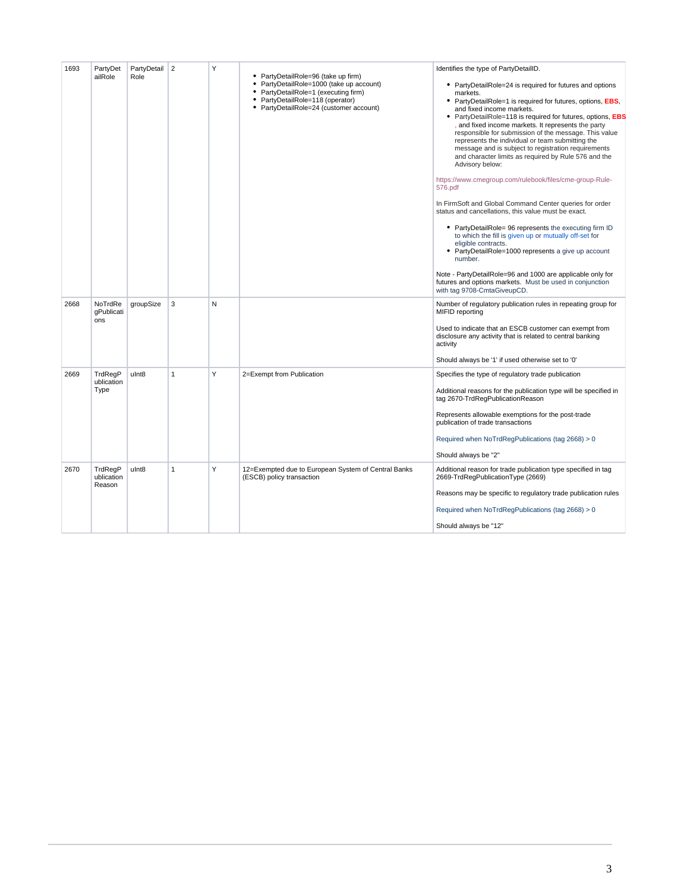| | | | | | | |
|---|---|---|---|---|---|---|
| 1693 | PartyDetailRole | PartyDetailRole | 2 | Y | • PartyDetailRole=96 (take up firm)<br>• PartyDetailRole=1000 (take up account)<br>• PartyDetailRole=1 (executing firm)<br>• PartyDetailRole=118 (operator)<br>• PartyDetailRole=24 (customer account) | Identifies the type of PartyDetailID.<br><br>• PartyDetailRole=24 is required for futures and options markets.<br>• PartyDetailRole=1 is required for futures, options, **EBS**, and fixed income markets.<br>• PartyDetailRole=118 is required for futures, options, **EBS**, and fixed income markets. It represents the party responsible for submission of the message. This value represents the individual or team submitting the message and is subject to registration requirements and character limits as required by Rule 576 and the Advisory below:<br><br>https://www.cmegroup.com/rulebook/files/cme-group-Rule-576.pdf<br><br>In FirmSoft and Global Command Center queries for order status and cancellations, this value must be exact.<br><br>• PartyDetailRole= 96 represents the executing firm ID to which the fill is given up or mutually off-set for eligible contracts.<br>• PartyDetailRole=1000 represents a give up account number.<br><br>Note - PartyDetailRole=96 and 1000 are applicable only for futures and options markets. Must be used in conjunction with tag 9708-CmtaGiveupCD. |
| 2668 | NoTrdRegPublications | groupSize | 3 | N | | Number of regulatory publication rules in repeating group for MIFID reporting<br><br>Used to indicate that an ESCB customer can exempt from disclosure any activity that is related to central banking activity<br><br>Should always be '1' if used otherwise set to '0' |
| 2669 | TrdRegPublicationType | uInt8 | 1 | Y | 2=Exempt from Publication | Specifies the type of regulatory trade publication<br><br>Additional reasons for the publication type will be specified in tag 2670-TrdRegPublicationReason<br><br>Represents allowable exemptions for the post-trade publication of trade transactions<br><br>Required when NoTrdRegPublications (tag 2668) > 0<br><br>Should always be "2" |
| 2670 | TrdRegPublicationReason | uInt8 | 1 | Y | 12=Exempted due to European System of Central Banks (ESCB) policy transaction | Additional reason for trade publication type specified in tag 2669-TrdRegPublicationType (2669)<br><br>Reasons may be specific to regulatory trade publication rules<br><br>Required when NoTrdRegPublications (tag 2668) > 0<br><br>Should always be "12" |